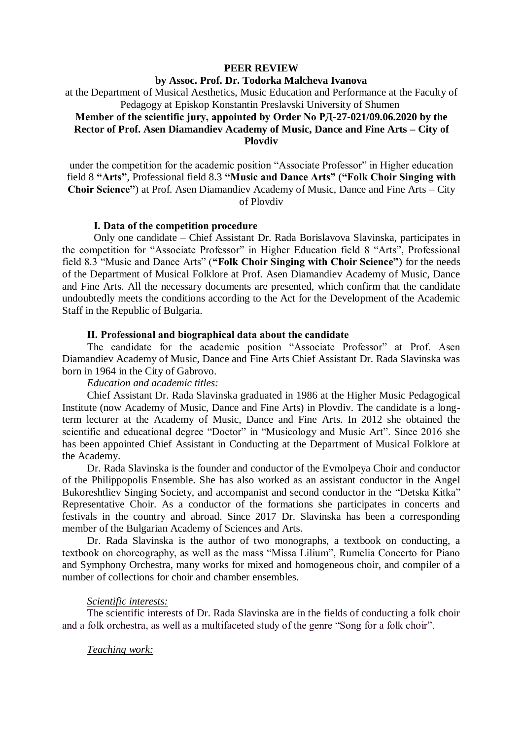**PEER REVIEW**

**by Assoc. Prof. Dr. Todorka Malcheva Ivanova**

at the Department of Musical Aesthetics, Music Education and Performance at the Faculty of Pedagogy at Episkop Konstantin Preslavski University of Shumen

**Member of the scientific jury, appointed by Order No РД-27-021/09.06.2020 by the Rector of Prof. Asen Diamandiev Academy of Music, Dance and Fine Arts – City of Plovdiv**

under the competition for the academic position "Associate Professor" in Higher education field 8 **"Arts"**, Professional field 8.3 **"Music and Dance Arts"** (**"Folk Choir Singing with Choir Science"**) at Prof. Asen Diamandiev Academy of Music, Dance and Fine Arts – City of Plovdiv

**I. Data of the competition procedure**

Only one candidate – Chief Assistant Dr. Rada Borislavova Slavinska, participates in the competition for "Associate Professor" in Higher Education field 8 "Arts", Professional field 8.3 "Music and Dance Arts" (**"Folk Choir Singing with Choir Science"**) for the needs of the Department of Musical Folklore at Prof. Asen Diamandiev Academy of Music, Dance and Fine Arts. All the necessary documents are presented, which confirm that the candidate undoubtedly meets the conditions according to the Act for the Development of the Academic Staff in the Republic of Bulgaria.

**II. Professional and biographical data about the candidate**

The candidate for the academic position "Associate Professor" at Prof. Asen Diamandiev Academy of Music, Dance and Fine Arts Chief Assistant Dr. Rada Slavinska was born in 1964 in the City of Gabrovo.

*Education and academic titles:*

Chief Assistant Dr. Rada Slavinska graduated in 1986 at the Higher Music Pedagogical Institute (now Academy of Music, Dance and Fine Arts) in Plovdiv. The candidate is a long-term lecturer at the Academy of Music, Dance and Fine Arts. In 2012 she obtained the scientific and educational degree "Doctor" in "Musicology and Music Art". Since 2016 she has been appointed Chief Assistant in Conducting at the Department of Musical Folklore at the Academy.

Dr. Rada Slavinska is the founder and conductor of the Evmolpeya Choir and conductor of the Philippopolis Ensemble. She has also worked as an assistant conductor in the Angel Bukoreshtliev Singing Society, and accompanist and second conductor in the "Detska Kitka" Representative Choir. As a conductor of the formations she participates in concerts and festivals in the country and abroad. Since 2017 Dr. Slavinska has been a corresponding member of the Bulgarian Academy of Sciences and Arts.

Dr. Rada Slavinska is the author of two monographs, a textbook on conducting, a textbook on choreography, as well as the mass "Missa Lilium", Rumelia Concerto for Piano and Symphony Orchestra, many works for mixed and homogeneous choir, and compiler of a number of collections for choir and chamber ensembles.

*Scientific interests:*

The scientific interests of Dr. Rada Slavinska are in the fields of conducting a folk choir and a folk orchestra, as well as a multifaceted study of the genre "Song for a folk choir".

*Teaching work:*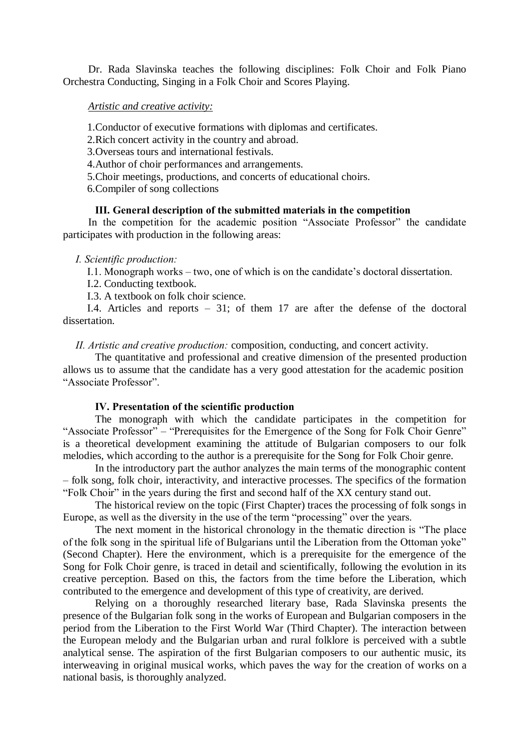Dr. Rada Slavinska teaches the following disciplines: Folk Choir and Folk Piano Orchestra Conducting, Singing in a Folk Choir and Scores Playing.

*Artistic and creative activity:*

1. Conductor of executive formations with diplomas and certificates.
2. Rich concert activity in the country and abroad.
3. Overseas tours and international festivals.
4. Author of choir performances and arrangements.
5. Choir meetings, productions, and concerts of educational choirs.
6. Compiler of song collections

### III. General description of the submitted materials in the competition

In the competition for the academic position "Associate Professor" the candidate participates with production in the following areas:

*I. Scientific production:*

I.1. Monograph works – two, one of which is on the candidate's doctoral dissertation.

I.2. Conducting textbook.

I.3. A textbook on folk choir science.

I.4. Articles and reports – 31; of them 17 are after the defense of the doctoral dissertation.

*II. Artistic and creative production:* composition, conducting, and concert activity.

The quantitative and professional and creative dimension of the presented production allows us to assume that the candidate has a very good attestation for the academic position "Associate Professor".

### IV. Presentation of the scientific production

The monograph with which the candidate participates in the competition for "Associate Professor" – "Prerequisites for the Emergence of the Song for Folk Choir Genre" is a theoretical development examining the attitude of Bulgarian composers to our folk melodies, which according to the author is a prerequisite for the Song for Folk Choir genre.

In the introductory part the author analyzes the main terms of the monographic content – folk song, folk choir, interactivity, and interactive processes. The specifics of the formation "Folk Choir" in the years during the first and second half of the XX century stand out.

The historical review on the topic (First Chapter) traces the processing of folk songs in Europe, as well as the diversity in the use of the term "processing" over the years.

The next moment in the historical chronology in the thematic direction is "The place of the folk song in the spiritual life of Bulgarians until the Liberation from the Ottoman yoke" (Second Chapter). Here the environment, which is a prerequisite for the emergence of the Song for Folk Choir genre, is traced in detail and scientifically, following the evolution in its creative perception. Based on this, the factors from the time before the Liberation, which contributed to the emergence and development of this type of creativity, are derived.

Relying on a thoroughly researched literary base, Rada Slavinska presents the presence of the Bulgarian folk song in the works of European and Bulgarian composers in the period from the Liberation to the First World War (Third Chapter). The interaction between the European melody and the Bulgarian urban and rural folklore is perceived with a subtle analytical sense. The aspiration of the first Bulgarian composers to our authentic music, its interweaving in original musical works, which paves the way for the creation of works on a national basis, is thoroughly analyzed.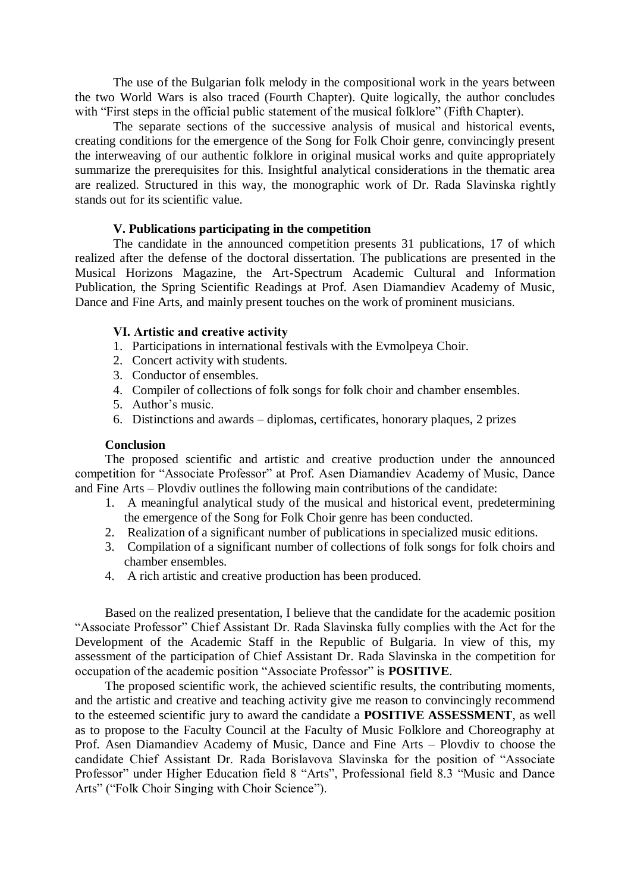The use of the Bulgarian folk melody in the compositional work in the years between the two World Wars is also traced (Fourth Chapter). Quite logically, the author concludes with "First steps in the official public statement of the musical folklore" (Fifth Chapter).

The separate sections of the successive analysis of musical and historical events, creating conditions for the emergence of the Song for Folk Choir genre, convincingly present the interweaving of our authentic folklore in original musical works and quite appropriately summarize the prerequisites for this. Insightful analytical considerations in the thematic area are realized. Structured in this way, the monographic work of Dr. Rada Slavinska rightly stands out for its scientific value.

### V. Publications participating in the competition

The candidate in the announced competition presents 31 publications, 17 of which realized after the defense of the doctoral dissertation. The publications are presented in the Musical Horizons Magazine, the Art-Spectrum Academic Cultural and Information Publication, the Spring Scientific Readings at Prof. Asen Diamandiev Academy of Music, Dance and Fine Arts, and mainly present touches on the work of prominent musicians.

### VI. Artistic and creative activity

1. Participations in international festivals with the Evmolpeya Choir.
2. Concert activity with students.
3. Conductor of ensembles.
4. Compiler of collections of folk songs for folk choir and chamber ensembles.
5. Author's music.
6. Distinctions and awards – diplomas, certificates, honorary plaques, 2 prizes

### Conclusion

The proposed scientific and artistic and creative production under the announced competition for "Associate Professor" at Prof. Asen Diamandiev Academy of Music, Dance and Fine Arts – Plovdiv outlines the following main contributions of the candidate:

1. A meaningful analytical study of the musical and historical event, predetermining the emergence of the Song for Folk Choir genre has been conducted.
2. Realization of a significant number of publications in specialized music editions.
3. Compilation of a significant number of collections of folk songs for folk choirs and chamber ensembles.
4. A rich artistic and creative production has been produced.

Based on the realized presentation, I believe that the candidate for the academic position "Associate Professor" Chief Assistant Dr. Rada Slavinska fully complies with the Act for the Development of the Academic Staff in the Republic of Bulgaria. In view of this, my assessment of the participation of Chief Assistant Dr. Rada Slavinska in the competition for occupation of the academic position "Associate Professor" is **POSITIVE**.

The proposed scientific work, the achieved scientific results, the contributing moments, and the artistic and creative and teaching activity give me reason to convincingly recommend to the esteemed scientific jury to award the candidate a **POSITIVE ASSESSMENT**, as well as to propose to the Faculty Council at the Faculty of Music Folklore and Choreography at Prof. Asen Diamandiev Academy of Music, Dance and Fine Arts – Plovdiv to choose the candidate Chief Assistant Dr. Rada Borislavova Slavinska for the position of "Associate Professor" under Higher Education field 8 "Arts", Professional field 8.3 "Music and Dance Arts" ("Folk Choir Singing with Choir Science").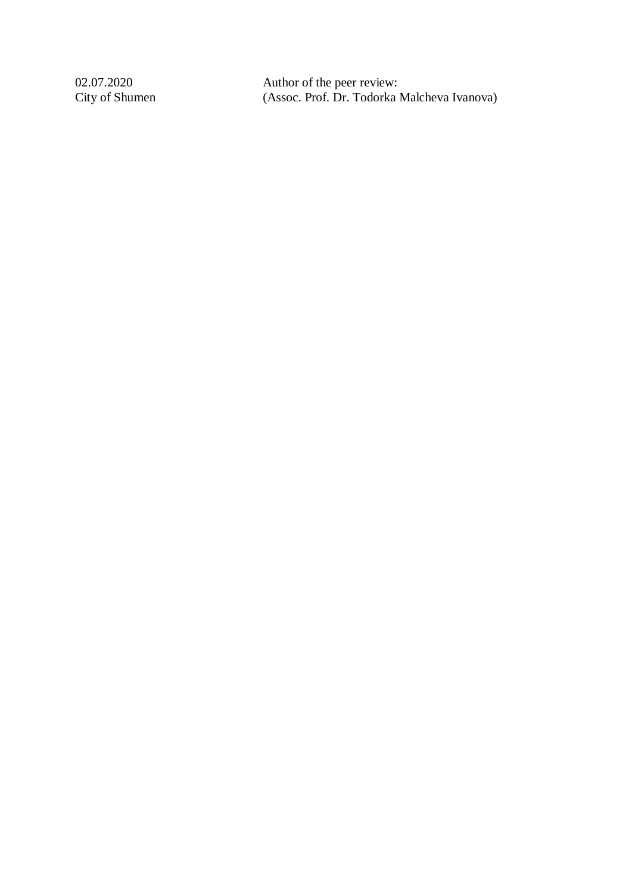02.07.2020
City of Shumen

Author of the peer review:
(Assoc. Prof. Dr. Todorka Malcheva Ivanova)